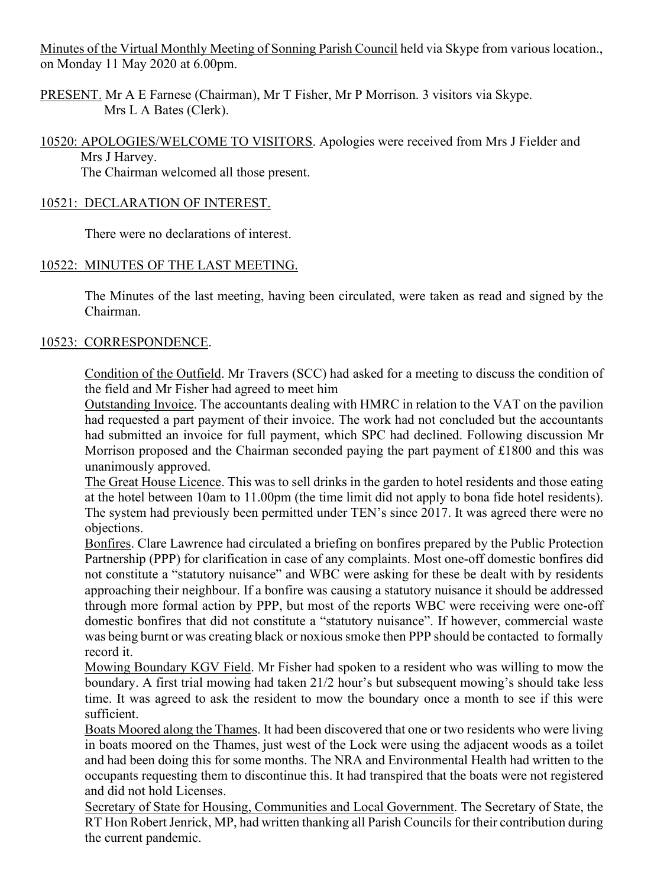Minutes of the Virtual Monthly Meeting of Sonning Parish Council held via Skype from various location., on Monday 11 May 2020 at 6.00pm.

PRESENT. Mr A E Farnese (Chairman), Mr T Fisher, Mr P Morrison. 3 visitors via Skype.
Mrs L A Bates (Clerk).

10520: APOLOGIES/WELCOME TO VISITORS. Apologies were received from Mrs J Fielder and Mrs J Harvey.
The Chairman welcomed all those present.

10521: DECLARATION OF INTEREST.

There were no declarations of interest.

10522: MINUTES OF THE LAST MEETING.

The Minutes of the last meeting, having been circulated, were taken as read and signed by the Chairman.

10523: CORRESPONDENCE.

Condition of the Outfield. Mr Travers (SCC) had asked for a meeting to discuss the condition of the field and Mr Fisher had agreed to meet him

Outstanding Invoice. The accountants dealing with HMRC in relation to the VAT on the pavilion had requested a part payment of their invoice. The work had not concluded but the accountants had submitted an invoice for full payment, which SPC had declined. Following discussion Mr Morrison proposed and the Chairman seconded paying the part payment of £1800 and this was unanimously approved.

The Great House Licence. This was to sell drinks in the garden to hotel residents and those eating at the hotel between 10am to 11.00pm (the time limit did not apply to bona fide hotel residents). The system had previously been permitted under TEN's since 2017. It was agreed there were no objections.

Bonfires. Clare Lawrence had circulated a briefing on bonfires prepared by the Public Protection Partnership (PPP) for clarification in case of any complaints. Most one-off domestic bonfires did not constitute a "statutory nuisance" and WBC were asking for these be dealt with by residents approaching their neighbour. If a bonfire was causing a statutory nuisance it should be addressed through more formal action by PPP, but most of the reports WBC were receiving were one-off domestic bonfires that did not constitute a "statutory nuisance". If however, commercial waste was being burnt or was creating black or noxious smoke then PPP should be contacted to formally record it.

Mowing Boundary KGV Field. Mr Fisher had spoken to a resident who was willing to mow the boundary. A first trial mowing had taken 21/2 hour's but subsequent mowing's should take less time. It was agreed to ask the resident to mow the boundary once a month to see if this were sufficient.

Boats Moored along the Thames. It had been discovered that one or two residents who were living in boats moored on the Thames, just west of the Lock were using the adjacent woods as a toilet and had been doing this for some months. The NRA and Environmental Health had written to the occupants requesting them to discontinue this. It had transpired that the boats were not registered and did not hold Licenses.

Secretary of State for Housing, Communities and Local Government. The Secretary of State, the RT Hon Robert Jenrick, MP, had written thanking all Parish Councils for their contribution during the current pandemic.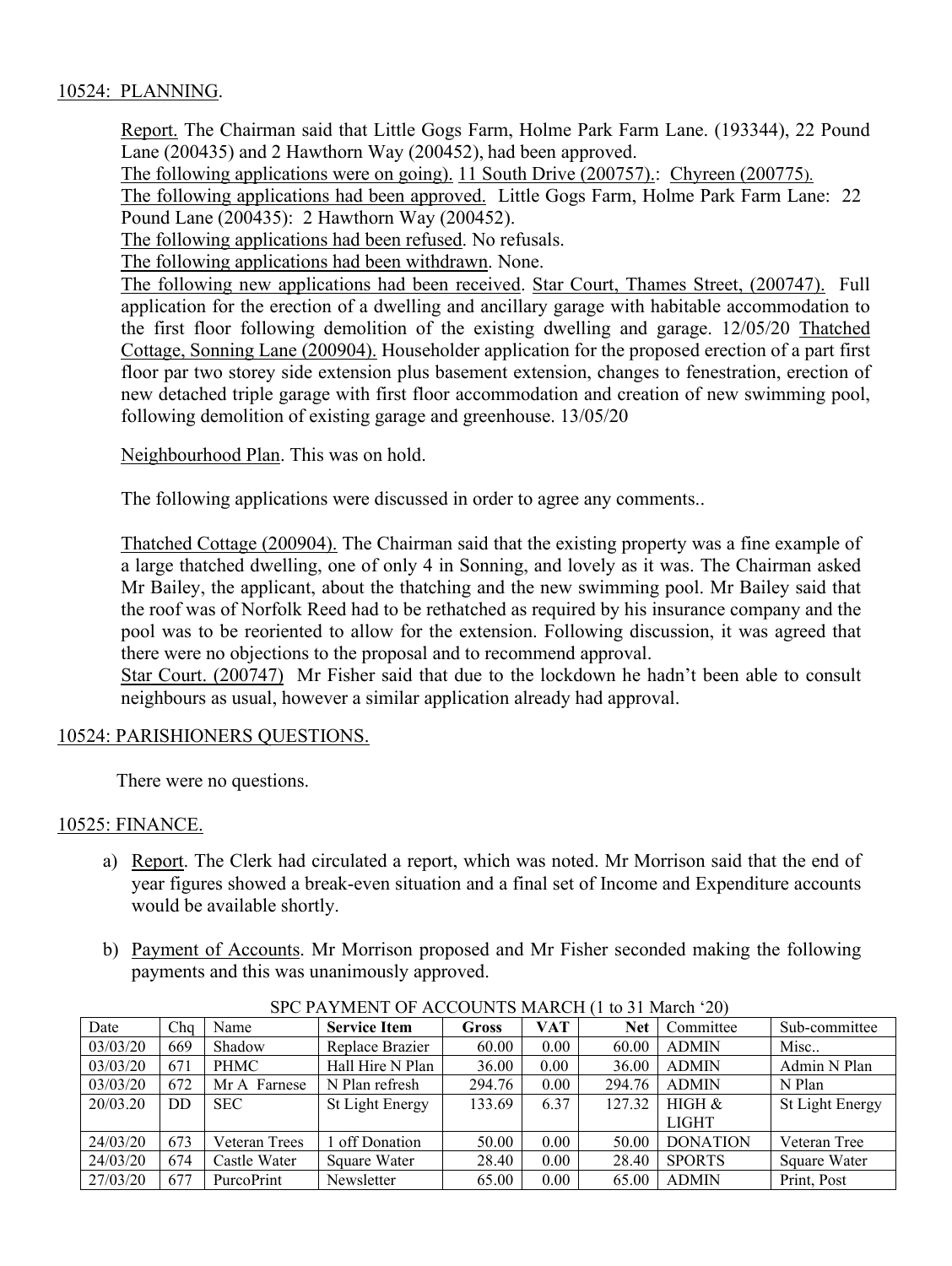## 10524: PLANNING.

Report. The Chairman said that Little Gogs Farm, Holme Park Farm Lane. (193344), 22 Pound Lane (200435) and 2 Hawthorn Way (200452), had been approved.

The following applications were on going). 11 South Drive (200757).: Chyreen (200775).

The following applications had been approved. Little Gogs Farm, Holme Park Farm Lane: 22 Pound Lane (200435): 2 Hawthorn Way (200452).

The following applications had been refused. No refusals.

The following applications had been withdrawn. None.

The following new applications had been received. Star Court, Thames Street, (200747). Full application for the erection of a dwelling and ancillary garage with habitable accommodation to the first floor following demolition of the existing dwelling and garage. 12/05/20 Thatched Cottage, Sonning Lane (200904). Householder application for the proposed erection of a part first floor par two storey side extension plus basement extension, changes to fenestration, erection of new detached triple garage with first floor accommodation and creation of new swimming pool, following demolition of existing garage and greenhouse. 13/05/20

Neighbourhood Plan. This was on hold.

The following applications were discussed in order to agree any comments..

Thatched Cottage (200904). The Chairman said that the existing property was a fine example of a large thatched dwelling, one of only 4 in Sonning, and lovely as it was. The Chairman asked Mr Bailey, the applicant, about the thatching and the new swimming pool. Mr Bailey said that the roof was of Norfolk Reed had to be rethatched as required by his insurance company and the pool was to be reoriented to allow for the extension. Following discussion, it was agreed that there were no objections to the proposal and to recommend approval.

Star Court. (200747) Mr Fisher said that due to the lockdown he hadn't been able to consult neighbours as usual, however a similar application already had approval.

## 10524: PARISHIONERS QUESTIONS.

There were no questions.

## 10525: FINANCE.

a) Report. The Clerk had circulated a report, which was noted. Mr Morrison said that the end of year figures showed a break-even situation and a final set of Income and Expenditure accounts would be available shortly.

b) Payment of Accounts. Mr Morrison proposed and Mr Fisher seconded making the following payments and this was unanimously approved.

SPC PAYMENT OF ACCOUNTS MARCH (1 to 31 March '20)

| Date | Chq | Name | Service Item | Gross | VAT | Net | Committee | Sub-committee |
|---|---|---|---|---|---|---|---|---|
| 03/03/20 | 669 | Shadow | Replace Brazier | 60.00 | 0.00 | 60.00 | ADMIN | Misc.. |
| 03/03/20 | 671 | PHMC | Hall Hire N Plan | 36.00 | 0.00 | 36.00 | ADMIN | Admin N Plan |
| 03/03/20 | 672 | Mr A Farnese | N Plan refresh | 294.76 | 0.00 | 294.76 | ADMIN | N Plan |
| 20/03.20 | DD | SEC | St Light Energy | 133.69 | 6.37 | 127.32 | HIGH & LIGHT | St Light Energy |
| 24/03/20 | 673 | Veteran Trees | 1 off Donation | 50.00 | 0.00 | 50.00 | DONATION | Veteran Tree |
| 24/03/20 | 674 | Castle Water | Square Water | 28.40 | 0.00 | 28.40 | SPORTS | Square Water |
| 27/03/20 | 677 | PurcoPrint | Newsletter | 65.00 | 0.00 | 65.00 | ADMIN | Print, Post |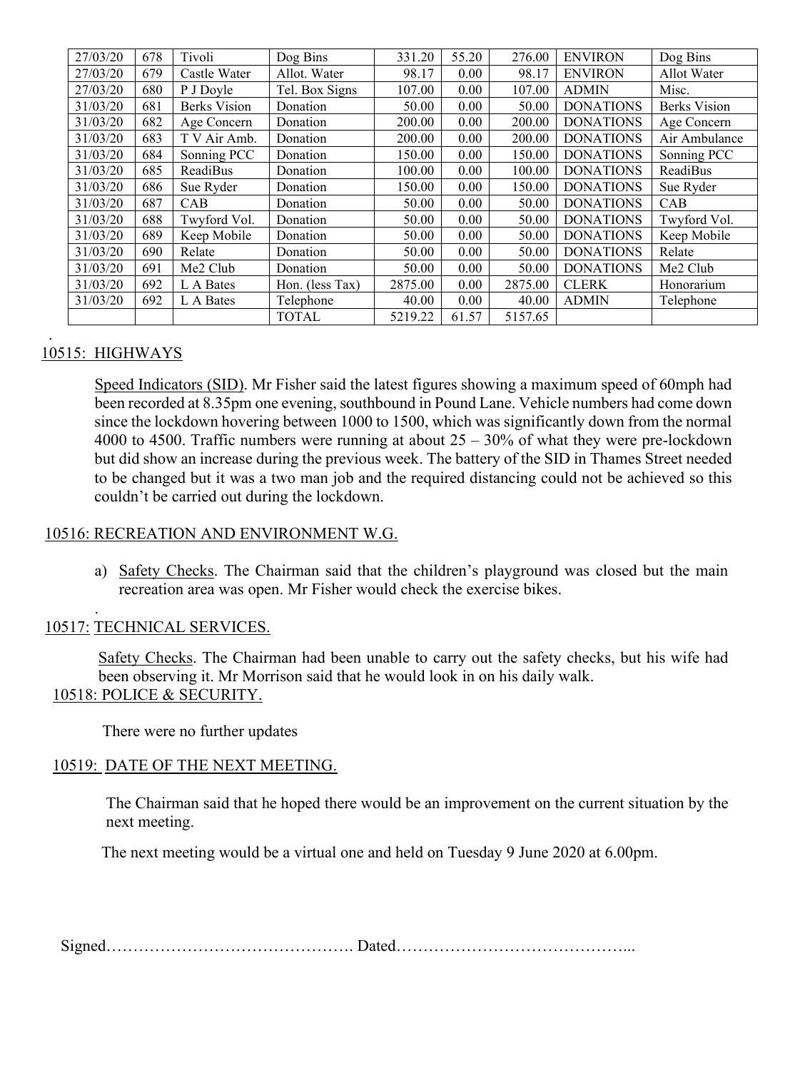| | | | | | | | | |
|---|---|---|---|---|---|---|---|---|
| 27/03/20 | 678 | Tivoli | Dog Bins | 331.20 | 55.20 | 276.00 | ENVIRON | Dog Bins |
| 27/03/20 | 679 | Castle Water | Allot. Water | 98.17 | 0.00 | 98.17 | ENVIRON | Allot Water |
| 27/03/20 | 680 | P J Doyle | Tel. Box Signs | 107.00 | 0.00 | 107.00 | ADMIN | Misc. |
| 31/03/20 | 681 | Berks Vision | Donation | 50.00 | 0.00 | 50.00 | DONATIONS | Berks Vision |
| 31/03/20 | 682 | Age Concern | Donation | 200.00 | 0.00 | 200.00 | DONATIONS | Age Concern |
| 31/03/20 | 683 | T V Air Amb. | Donation | 200.00 | 0.00 | 200.00 | DONATIONS | Air Ambulance |
| 31/03/20 | 684 | Sonning PCC | Donation | 150.00 | 0.00 | 150.00 | DONATIONS | Sonning PCC |
| 31/03/20 | 685 | ReadiBus | Donation | 100.00 | 0.00 | 100.00 | DONATIONS | ReadiBus |
| 31/03/20 | 686 | Sue Ryder | Donation | 150.00 | 0.00 | 150.00 | DONATIONS | Sue Ryder |
| 31/03/20 | 687 | CAB | Donation | 50.00 | 0.00 | 50.00 | DONATIONS | CAB |
| 31/03/20 | 688 | Twyford Vol. | Donation | 50.00 | 0.00 | 50.00 | DONATIONS | Twyford Vol. |
| 31/03/20 | 689 | Keep Mobile | Donation | 50.00 | 0.00 | 50.00 | DONATIONS | Keep Mobile |
| 31/03/20 | 690 | Relate | Donation | 50.00 | 0.00 | 50.00 | DONATIONS | Relate |
| 31/03/20 | 691 | Me2 Club | Donation | 50.00 | 0.00 | 50.00 | DONATIONS | Me2 Club |
| 31/03/20 | 692 | L A Bates | Hon. (less Tax) | 2875.00 | 0.00 | 2875.00 | CLERK | Honorarium |
| 31/03/20 | 692 | L A Bates | Telephone | 40.00 | 0.00 | 40.00 | ADMIN | Telephone |
| | | | TOTAL | 5219.22 | 61.57 | 5157.65 | | |

## 10515: HIGHWAYS

Speed Indicators (SID). Mr Fisher said the latest figures showing a maximum speed of 60mph had been recorded at 8.35pm one evening, southbound in Pound Lane. Vehicle numbers had come down since the lockdown hovering between 1000 to 1500, which was significantly down from the normal 4000 to 4500. Traffic numbers were running at about 25 – 30% of what they were pre-lockdown but did show an increase during the previous week. The battery of the SID in Thames Street needed to be changed but it was a two man job and the required distancing could not be achieved so this couldn't be carried out during the lockdown.

## 10516: RECREATION AND ENVIRONMENT W.G.

a) Safety Checks. The Chairman said that the children's playground was closed but the main recreation area was open. Mr Fisher would check the exercise bikes.

## 10517: TECHNICAL SERVICES.

Safety Checks. The Chairman had been unable to carry out the safety checks, but his wife had been observing it. Mr Morrison said that he would look in on his daily walk.

## 10518: POLICE & SECURITY.

There were no further updates

## 10519: DATE OF THE NEXT MEETING.

The Chairman said that he hoped there would be an improvement on the current situation by the next meeting.

The next meeting would be a virtual one and held on Tuesday 9 June 2020 at 6.00pm.

Signed………………………………………. Dated……………………………………...